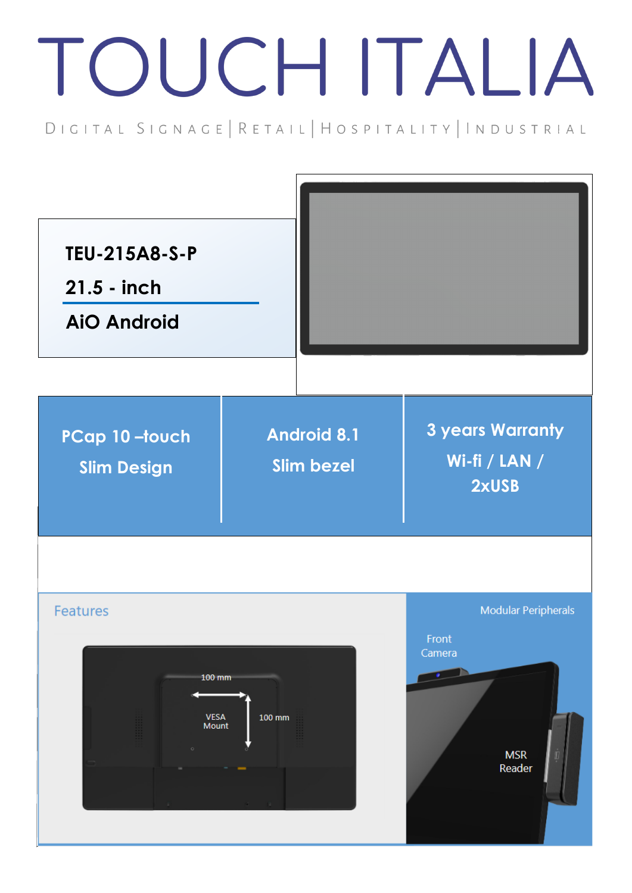# TOUCH ITALIA

DIGITAL SIGNAGE | RETAIL | HOSPITALITY | INDUSTRIAL

**TEU-215A8-S-P**

**21.5 - inch**

**AiO Android**

| PCap 10 –touch<br>Slim Design | Android 8.1<br>Slim bezel | 3 years Warranty<br>Wi-fi / LAN /<br>2xUSB |
|---|---|---|

## Features

100 mm

VESA Mount

100 mm

Modular Peripherals

Front Camera

MSR Reader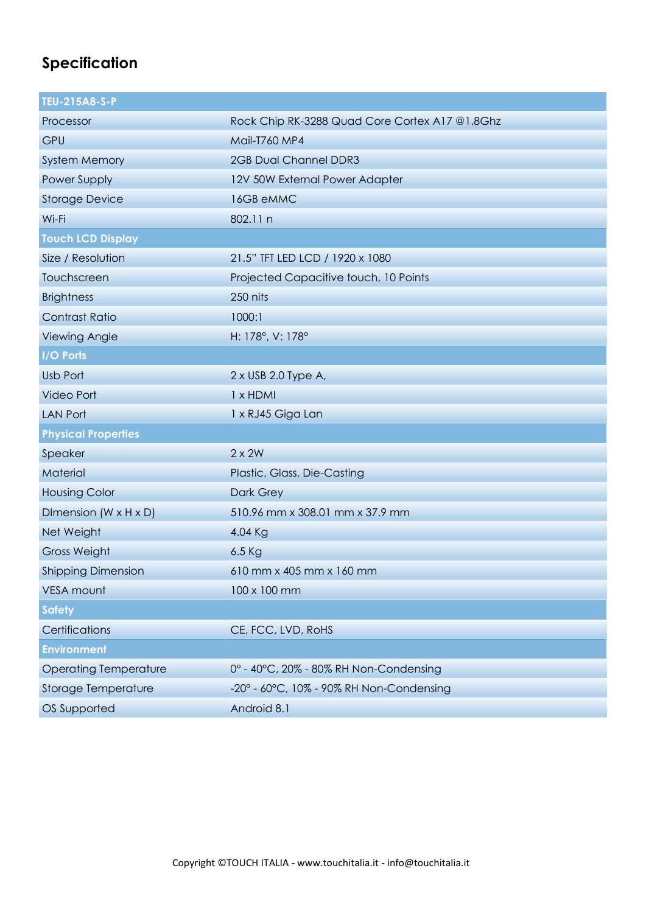## Specification

| TEU-215A8-S-P | |
|---|---|
| Processor | Rock Chip RK-3288 Quad Core Cortex A17 @1.8Ghz |
| GPU | Mail-T760 MP4 |
| System Memory | 2GB Dual Channel DDR3 |
| Power Supply | 12V 50W External Power Adapter |
| Storage Device | 16GB eMMC |
| Wi-Fi | 802.11 n |
| **Touch LCD Display** | |
| Size / Resolution | 21.5" TFT LED LCD / 1920 x 1080 |
| Touchscreen | Projected Capacitive touch, 10 Points |
| Brightness | 250 nits |
| Contrast Ratio | 1000:1 |
| Viewing Angle | H: 178°, V: 178° |
| **I/O Ports** | |
| Usb Port | 2 x USB 2.0 Type A, |
| Video Port | 1 x HDMI |
| LAN Port | 1 x RJ45 Giga Lan |
| **Physical Properties** | |
| Speaker | 2 x 2W |
| Material | Plastic, Glass, Die-Casting |
| Housing Color | Dark Grey |
| DImension (W x H x D) | 510.96 mm x 308.01 mm x 37.9 mm |
| Net Weight | 4.04 Kg |
| Gross Weight | 6.5 Kg |
| Shipping Dimension | 610 mm x 405 mm x 160 mm |
| VESA mount | 100 x 100 mm |
| **Safety** | |
| Certifications | CE, FCC, LVD, RoHS |
| **Environment** | |
| Operating Temperature | 0° - 40°C, 20% - 80% RH Non-Condensing |
| Storage Temperature | -20° - 60°C, 10% - 90% RH Non-Condensing |
| OS Supported | Android 8.1 |

Copyright ©TOUCH ITALIA - www.touchitalia.it - info@touchitalia.it